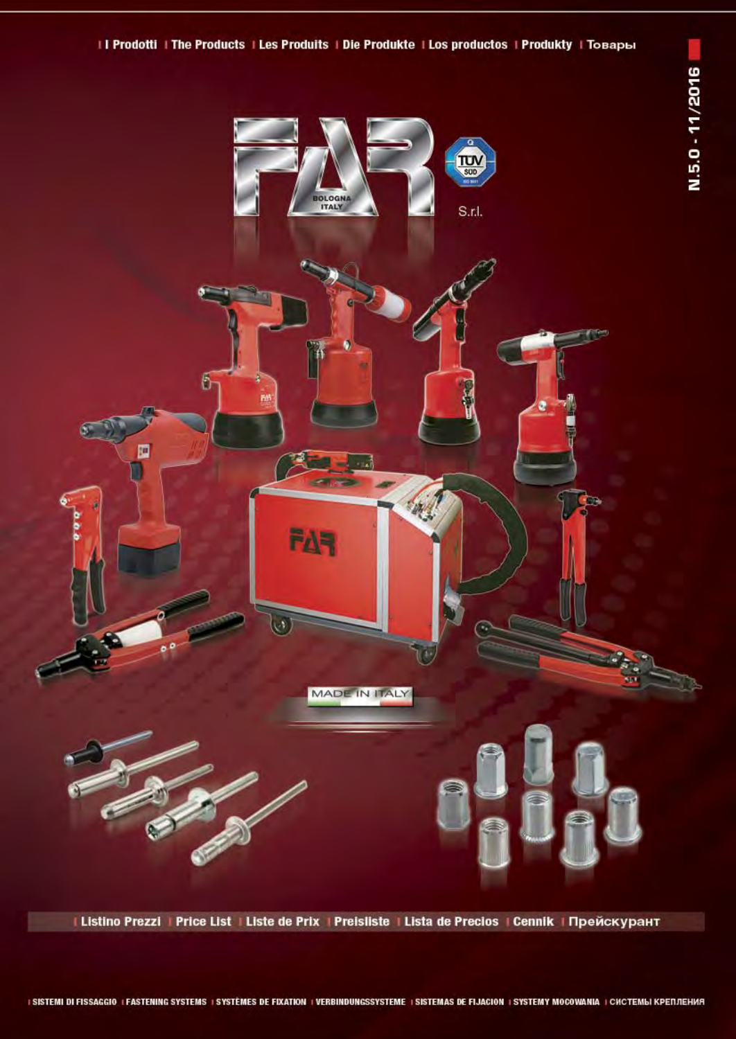I Prodotti | The Products | Les Produits | Die Produkte | Los productos | Produkty | Товары

N.5.0 - 11/2016

# FAR

BOLOGNA ITALY

S.r.l.

MADE IN ITALY

## Listino Prezzi | Price List | Liste de Prix | Preisliste | Lista de Precios | Cennik | Прейскурант

SISTEMI DI FISSAGGIO | FASTENING SYSTEMS | SYSTÈMES DE FIXATION | VERBINDUNGSSYSTEME | SISTEMAS DE FIJACION | SYSTEMY MOCOWANIA | СИСТЕМЫ КРЕПЛЕНИЯ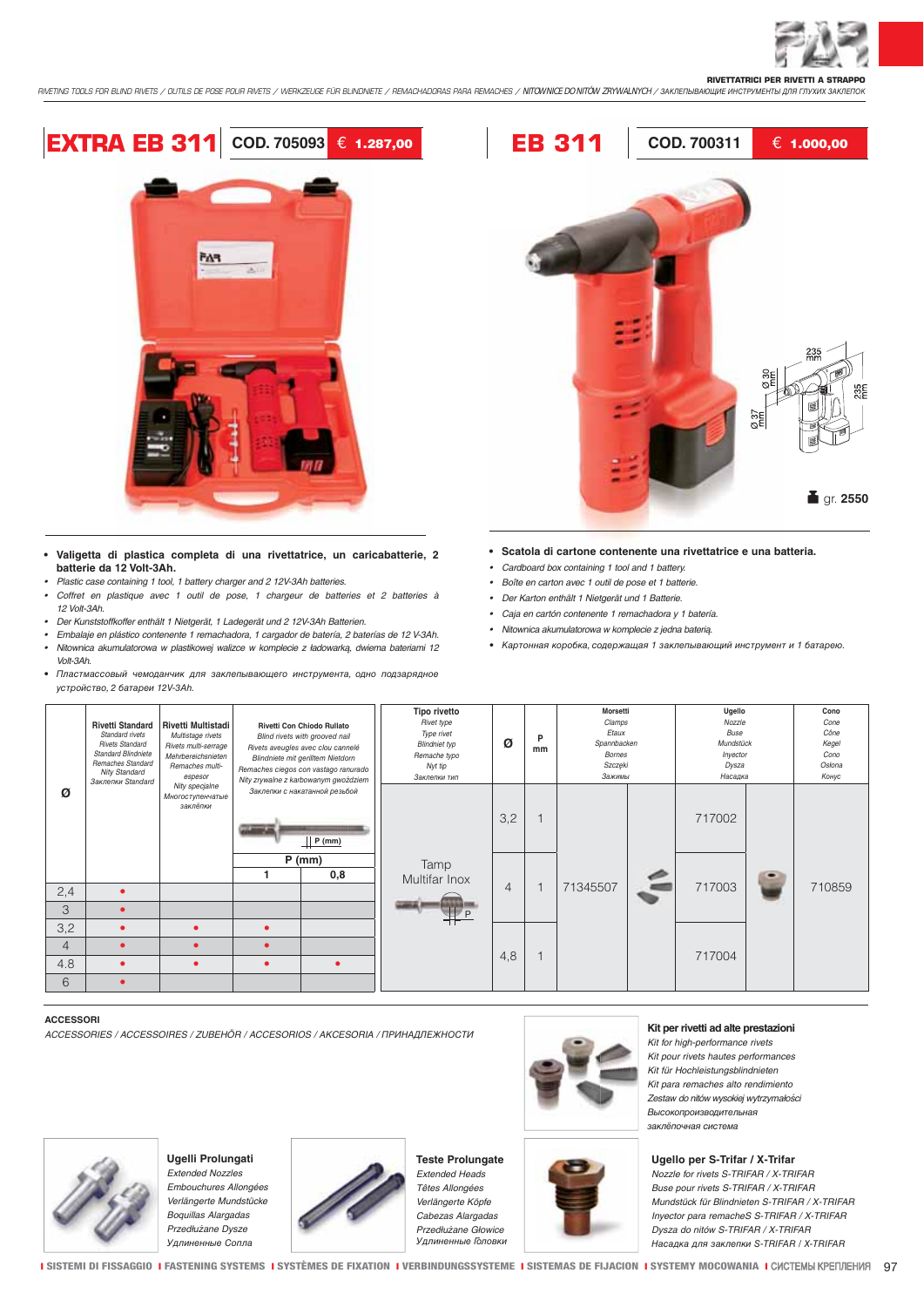RIVETTATRICI PER RIVETTI A STRAPPO

*RIVETING TOOLS FOR BLIND RIVETS / OUTILS DE POSE POUR RIVETS / WERKZEUGE FÜR BLINDNIETE / REMACHADORAS PARA REMACHES / NITOWNICE DO NITÓW ZRYWALNYCH / ЗАКЛЕПЫВАЮЩИЕ ИНСТРУМЕНТЫ ДЛЯ ГЛУХИХ ЗАКЛЕПОК*

## EXTRA EB 311 | COD. 705093 | € 1.287,00

- **Valigetta di plastica completa di una rivettatrice, un caricabatterie, 2 batterie da 12 Volt-3Ah.**
- *Plastic case containing 1 tool, 1 battery charger and 2 12V-3Ah batteries.*
- *Coffret en plastique avec 1 outil de pose, 1 chargeur de batteries et 2 batteries à 12 Volt-3Ah.*
- *Der Kunststoffkoffer enthält 1 Nietgerät, 1 Ladegerät und 2 12V-3Ah Batterien.*
- *Embalaje en plástico contenente 1 remachadora, 1 cargador de batería, 2 baterías de 12 V-3Ah.*
- *Nitownica akumulatorowa w plastikowej walizce w komplecie z ładowarką, dwiema bateriami 12 Volt-3Ah.*
- *Пластмассовый чемоданчик для заклепывающего инструмента, одно подзарядное устройство, 2 батареи 12V-3Ah.*

## EB 311 | COD. 700311 | € 1.000,00

235 mm, Ø 30 mm, Ø 37 mm, 235 mm

gr. **2550**

- **Scatola di cartone contenente una rivettatrice e una batteria.**
- *Cardboard box containing 1 tool and 1 battery.*
- *Boîte en carton avec 1 outil de pose et 1 batterie.*
- *Der Karton enthält 1 Nietgerät und 1 Batterie.*
- *Caja en cartón contenente 1 remachadora y 1 batería.*
- *Nitownica akumulatorowa w komplecie z jedną baterią.*
- *Картонная коробка, содержащая 1 заклепывающий инструмент и 1 батарею.*

| Ø | **Rivetti Standard** *Standard rivets / Rivets Standard / Standard Blindniete / Remaches Standard / Nity Standard / Заклепки Standard* | **Rivetti Multistadi** *Multistage rivets / Rivets multi-serrage / Mehrbereichsnieten / Remaches multi-espesor / Nity specjalne / Многоступенчатые заклепки* | **Rivetti Con Chiodo Rullato** *Blind rivets with grooved nail / Rivets aveugles avec clou cannelé / Blindniete mit gerilltem Nietdorn / Remaches ciegos con vastago ranurado / Nity zrywalne z karbowanym gwoździem / Заклепки с накатанной резьбой* P (mm) | |
|---|---|---|---|---|
| | | | P (mm) 1 | 0,8 |
| 2,4 | • | | | |
| 3 | • | | | |
| 3,2 | • | • | • | |
| 4 | • | • | • | |
| 4.8 | • | • | • | • |
| 6 | • | | | |

| **Tipo rivetto** *Rivet type / Type rivet / Blindniet typ / Remache typo / Nyt tip / Заклепки тип* | Ø | P mm | **Morsetti** *Clamps / Etaux / Spannbacken / Bornes / Szczęki / Зажимы* | **Ugello** *Nozzle / Buse / Mundstück / Inyector / Dysza / Насадка* | **Cono** *Cone / Cône / Kegel / Cono / Osłona / Конус* |
|---|---|---|---|---|---|
| Tamp Multifar Inox | 3,2 | 1 | 71345507 | 717002 | 710859 |
| | 4 | 1 | | 717003 | |
| | 4,8 | 1 | | 717004 | |

### ACCESSORI

*ACCESSORIES / ACCESSOIRES / ZUBEHÖR / ACCESORIOS / AKCESORIA / ПРИНАДЛЕЖНОСТИ*

**Kit per rivetti ad alte prestazioni**
*Kit for high-performance rivets*
*Kit pour rivets hautes performances*
*Kit für Hochleistungsblindnieten*
*Kit para remaches alto rendimiento*
*Zestaw do nitów wysokiej wytrzymałości*
*Высокопроизводительная заклёпочная система*

**Ugelli Prolungati**
*Extended Nozzles*
*Embouchures Allongées*
*Verlängerte Mundstücke*
*Boquillas Alargadas*
*Przedłużane Dysze*
*Удлиненные Сопла*

**Teste Prolungate**
*Extended Heads*
*Têtes Allongées*
*Verlängerte Köpfe*
*Cabezas Alargadas*
*Przedłużane Głowice*
*Удлиненные Головки*

**Ugello per S-Trifar / X-Trifar**
*Nozzle for rivets S-TRIFAR / X-TRIFAR*
*Buse pour rivets S-TRIFAR / X-TRIFAR*
*Mundstück für Blindnieten S-TRIFAR / X-TRIFAR*
*Inyector para remacheS S-TRIFAR / X-TRIFAR*
*Dysza do nitów S-TRIFAR / X-TRIFAR*
*Насадка для заклепки S-TRIFAR / X-TRIFAR*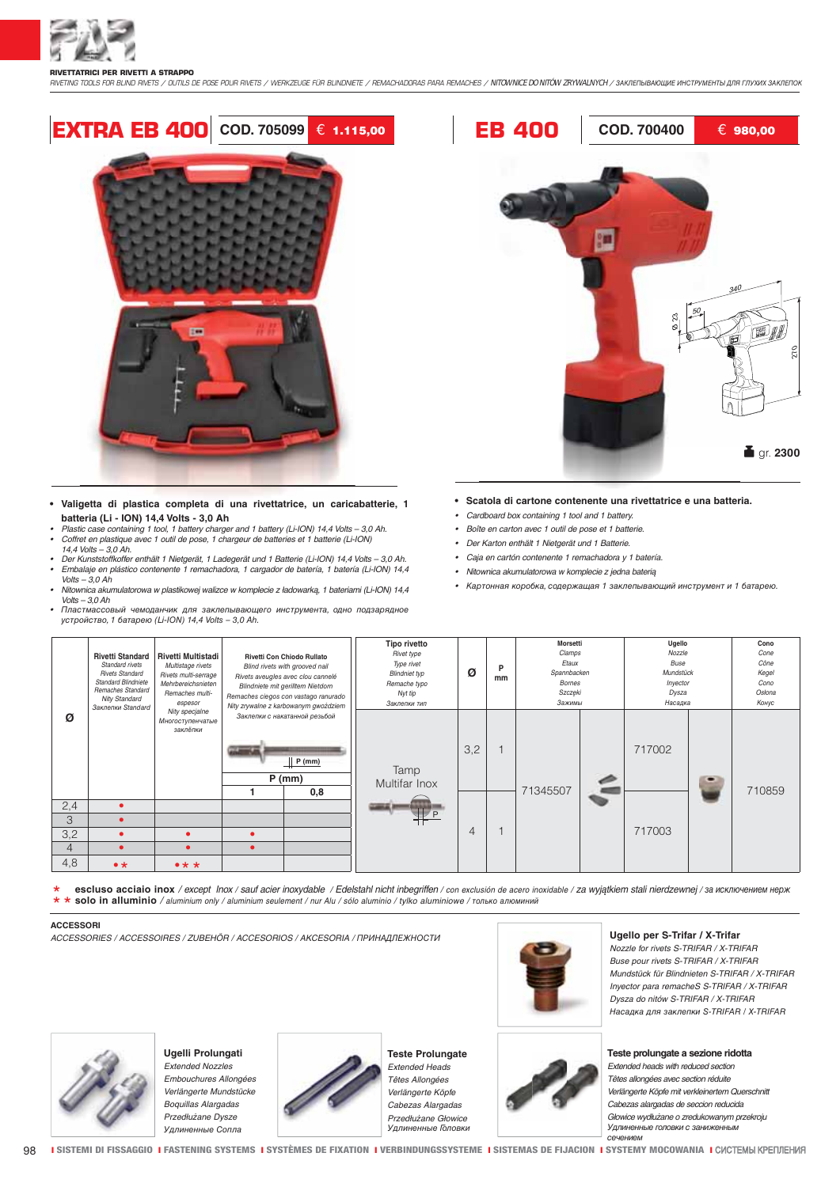**RIVETTATRICI PER RIVETTI A STRAPPO**

*RIVETING TOOLS FOR BLIND RIVETS / OUTILS DE POSE POUR RIVETS / WERKZEUGE FÜR BLINDNIETE / REMACHADORAS PARA REMACHES / NITOWNICE DO NITÓW ZRYWALNYCH / ЗАКЛЕПЫВАЮЩИЕ ИНСТРУМЕНТЫ ДЛЯ ГЛУХИХ ЗАКЛЕПОК*

## EXTRA EB 400 — COD. 705099 — € 1.115,00

- **Valigetta di plastica completa di una rivettatrice, un caricabatterie, 1 batteria (Li - ION) 14,4 Volts - 3,0 Ah**
- *Plastic case containing 1 tool, 1 battery charger and 1 battery (Li-ION) 14,4 Volts – 3,0 Ah.*
- *Coffret en plastique avec 1 outil de pose, 1 chargeur de batteries et 1 batterie (Li-ION) 14,4 Volts – 3,0 Ah.*
- *Der Kunststoffkoffer enthält 1 Nietgerät, 1 Ladegerät und 1 Batterie (Li-ION) 14,4 Volts – 3,0 Ah.*
- *Embalaje en plástico contenente 1 remachadora, 1 cargador de batería, 1 batería (Li-ION) 14,4 Volts – 3,0 Ah*
- *Nitownica akumulatorowa w plastikowej walizce w komplecie z ładowarką, 1 bateriami (Li-ION) 14,4 Volts – 3,0 Ah*
- *Пластмассовый чемоданчик для заклепывающего инструмента, одно подзарядное устройство, 1 батарею (Li-ION) 14,4 Volts – 3,0 Ah.*

## EB 400 — COD. 700400 — € 980,00

Ø 23 — 50 — 340 — 210

gr. **2300**

- **Scatola di cartone contenente una rivettatrice e una batteria.**
- *Cardboard box containing 1 tool and 1 battery.*
- *Boîte en carton avec 1 outil de pose et 1 batterie.*
- *Der Karton enthält 1 Nietgerät und 1 Batterie.*
- *Caja en cartón contenente 1 remachadora y 1 batería.*
- *Nitownica akumulatorowa w komplecie z jedna baterią*
- *Картонная коробка, содержащая 1 заклепывающий инструмент и 1 батарею.*

| Ø | **Rivetti Standard** *Standard rivets / Rivets Standard / Standard Blindniete / Remaches Standard / Nity Standard / Заклепки Standard* | **Rivetti Multistadi** *Multistage rivets / Rivets multi-serrage / Mehrbereichsnieten / Remaches multi-espesor / Nity specjalne / Многоступенчатые заклепки* | **Rivetti Con Chiodo Rullato** *Blind rivets with grooved nail / Rivets aveugles avec clou cannelé / Blindniete mit gerilltem Nietdorn / Remaches ciegos con vastago ranurado / Nity zrywalne z karbowanym gwoździem / Заклепки с накатанной резьбой* P (mm): 1 | P (mm): 0,8 |
|---|---|---|---|---|
| 2,4 | • | | | |
| 3 | • | | | |
| 3,2 | • | • | • | |
| 4 | • | • | • | |
| 4,8 | • ★ | • ★ ★ | | |

| **Tipo rivetto** *Rivet type / Type rivet / Blindniet typ / Remache typo / Nyt tip / Заклепки тип* | Ø | P mm | **Morsetti** *Clamps / Etaux / Spannbacken / Bornes / Szczęki / Зажимы* | **Ugello** *Nozzle / Buse / Mundstück / Inyector / Dysza / Насадка* | **Cono** *Cone / Cône / Kegel / Cono / Osłona / Конус* |
|---|---|---|---|---|---|
| Tamp Multifar Inox | 3,2 | 1 | 71345507 | 717002 | 710859 |
| | 4 | 1 | | 717003 | |

★ **escluso acciaio inox** / *except Inox / sauf acier inoxydable / Edelstahl nicht inbegriffen / con exclusión de acero inoxidable / za wyjątkiem stali nierdzewnej / за исключением нерж*

★ ★ **solo in alluminio** / *aluminium only / aluminium seulement / nur Alu / sólo aluminio / tylko aluminiowe / только алюминий*

### ACCESSORI

*ACCESSORIES / ACCESSOIRES / ZUBEHÖR / ACCESORIOS / AKCESORIA / ПРИНАДЛЕЖНОСТИ*

**Ugello per S-Trifar / X-Trifar**
*Nozzle for rivets S-TRIFAR / X-TRIFAR*
*Buse pour rivets S-TRIFAR / X-TRIFAR*
*Mundstück für Blindnieten S-TRIFAR / X-TRIFAR*
*Inyector para remacheS S-TRIFAR / X-TRIFAR*
*Dysza do nitów S-TRIFAR / X-TRIFAR*
*Насадка для заклепки S-TRIFAR / X-TRIFAR*

**Ugelli Prolungati**
*Extended Nozzles*
*Embouchures Allongées*
*Verlängerte Mundstücke*
*Boquillas Alargadas*
*Przedłużane Dysze*
*Удлиненные Сопла*

**Teste Prolungate**
*Extended Heads*
*Têtes Allongées*
*Verlängerte Köpfe*
*Cabezas Alargadas*
*Przedłużane Głowice*
*Удлиненные Головки*

**Teste prolungate a sezione ridotta**
*Extended heads with reduced section*
*Têtes allongées avec section réduite*
*Verlängerte Köpfe mit verkleinertem Querschnitt*
*Cabezas alargadas de seccion reducida*
*Głowice wydłużane o zredukowanym przekroju*
*Удлиненные головки с заниженным сечением*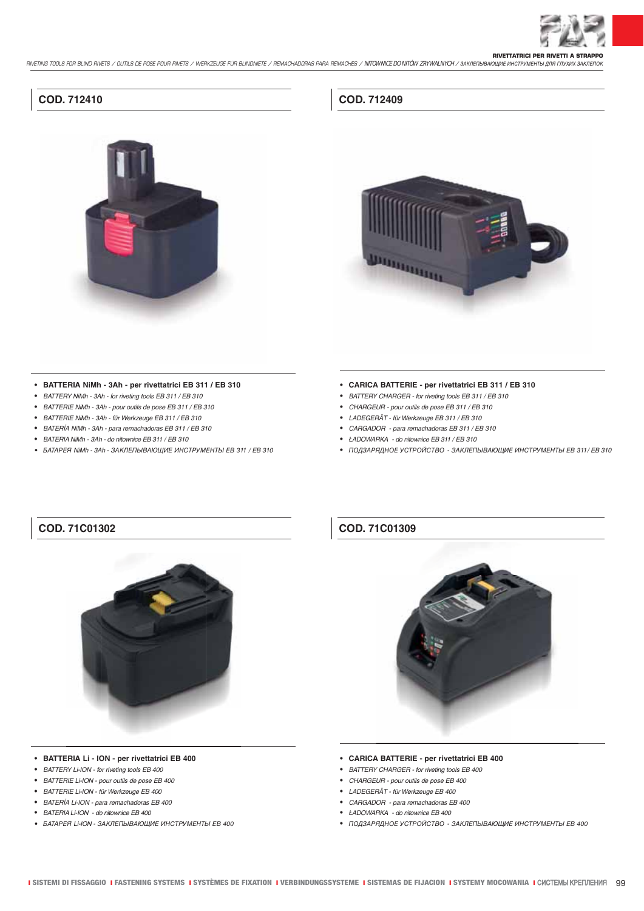## COD. 712410

- **BATTERIA NiMh - 3Ah - per rivettatrici EB 311 / EB 310**
- *BATTERY NiMh - 3Ah - for riveting tools EB 310*
- *BATTERIE NiMh - 3Ah - pour outils de pose EB 311 / EB 310*
- *BATTERIE NiMh - 3Ah - für Werkzeuge EB 311 / EB 310*
- *BATERÍA NiMh - 3Ah - para remachadoras EB 311 / EB 310*
- *BATERIA NiMh - 3Ah - do nitownice EB 311 / EB 310*
- *БАТАРЕЯ NiMh - 3Ah - ЗАКЛЕПЫВАЮЩИЕ ИНСТРУМЕНТЫ EB 311 / EB 310*

## COD. 712409

- **CARICA BATTERIE - per rivettatrici EB 311 / EB 310**
- *BATTERY CHARGER - for riveting tools EB 311 / EB 310*
- *CHARGEUR - pour outils de pose EB 311 / EB 310*
- *LADEGERÄT - für Werkzeuge EB 311 / EB 310*
- *CARGADOR - para remachadoras EB 311 / EB 310*
- *ŁADOWARKA - do nitownice EB 311 / EB 310*
- *ПОДЗАРЯДНОЕ УСТРОЙСТВО - ЗАКЛЕПЫВАЮЩИЕ ИНСТРУМЕНТЫ EB 311/ EB 310*

## COD. 71C01302

- **BATTERIA Li - ION - per rivettatrici EB 400**
- *BATTERY Li-ION - for riveting tools EB 400*
- *BATTERIE Li-ION - pour outils de pose EB 400*
- *BATTERIE Li-ION - für Werkzeuge EB 400*
- *BATERÍA Li-ION - para remachadoras EB 400*
- *BATERIA Li-ION - do nitownice EB 400*
- *БАТАРЕЯ Li-ION - ЗАКЛЕПЫВАЮЩИЕ ИНСТРУМЕНТЫ EB 400*

## COD. 71C01309

- **CARICA BATTERIE - per rivettatrici EB 400**
- *BATTERY CHARGER - for riveting tools EB 400*
- *CHARGEUR - pour outils de pose EB 400*
- *LADEGERÄT - für Werkzeuge EB 400*
- *CARGADOR - para remachadoras EB 400*
- *ŁADOWARKA - do nitownice EB 400*
- *ПОДЗАРЯДНОЕ УСТРОЙСТВО - ЗАКЛЕПЫВАЮЩИЕ ИНСТРУМЕНТЫ EB 400*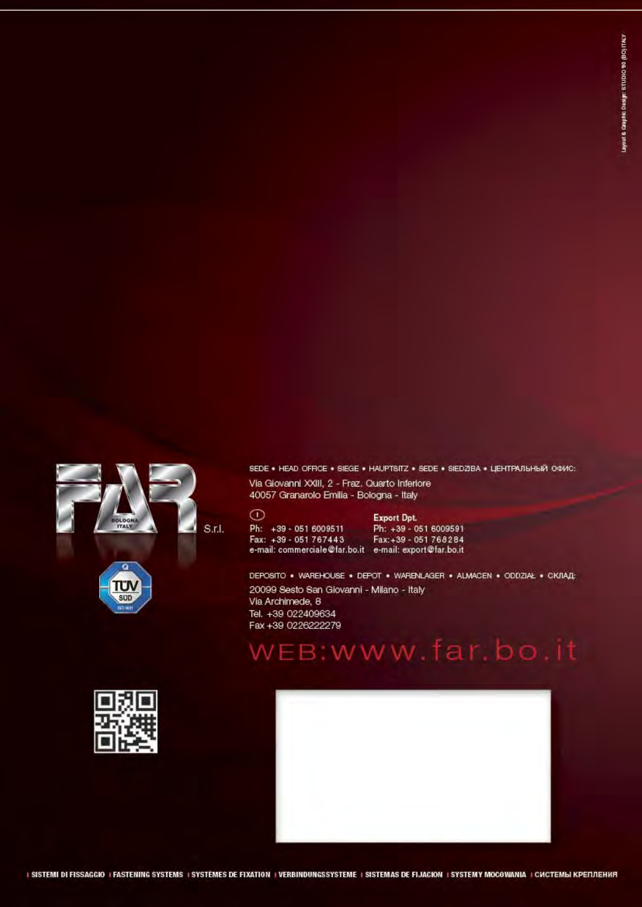FAR S.r.l.

SEDE • HEAD OFFICE • SIEGE • HAUPTSITZ • SEDE • SIEDZIBA • ЦЕНТРАЛЬНЫЙ ОФИС:

Via Giovanni XXIII, 2 - Fraz. Quarto Inferiore
40057 Granarolo Emilia - Bologna - Italy

Ph: +39 - 051 6009511
Fax: +39 - 051 767443
e-mail: commerciale@far.bo.it

**Export Dpt.**
Ph: +39 - 051 6009591
Fax:+39 - 051 768284
e-mail: export@far.bo.it

DEPOSITO • WAREHOUSE • DEPOT • WARENLAGER • ALMACEN • ODDZIAŁ • СКЛАД:

20099 Sesto San Giovanni - Milano - Italy
Via Archimede, 8
Tel. +39 022409634
Fax +39 0226222279

WEB:www.far.bo.it

Layout & Graphic Design: STUDIO '80 (BO) ITALY

SISTEMI DI FISSAGGIO | FASTENING SYSTEMS | SYSTÈMES DE FIXATION | VERBINDUNGSSYSTEME | SISTEMAS DE FIJACION | SYSTEMY MOCOWANIA | СИСТЕМЫ КРЕПЛЕНИЯ